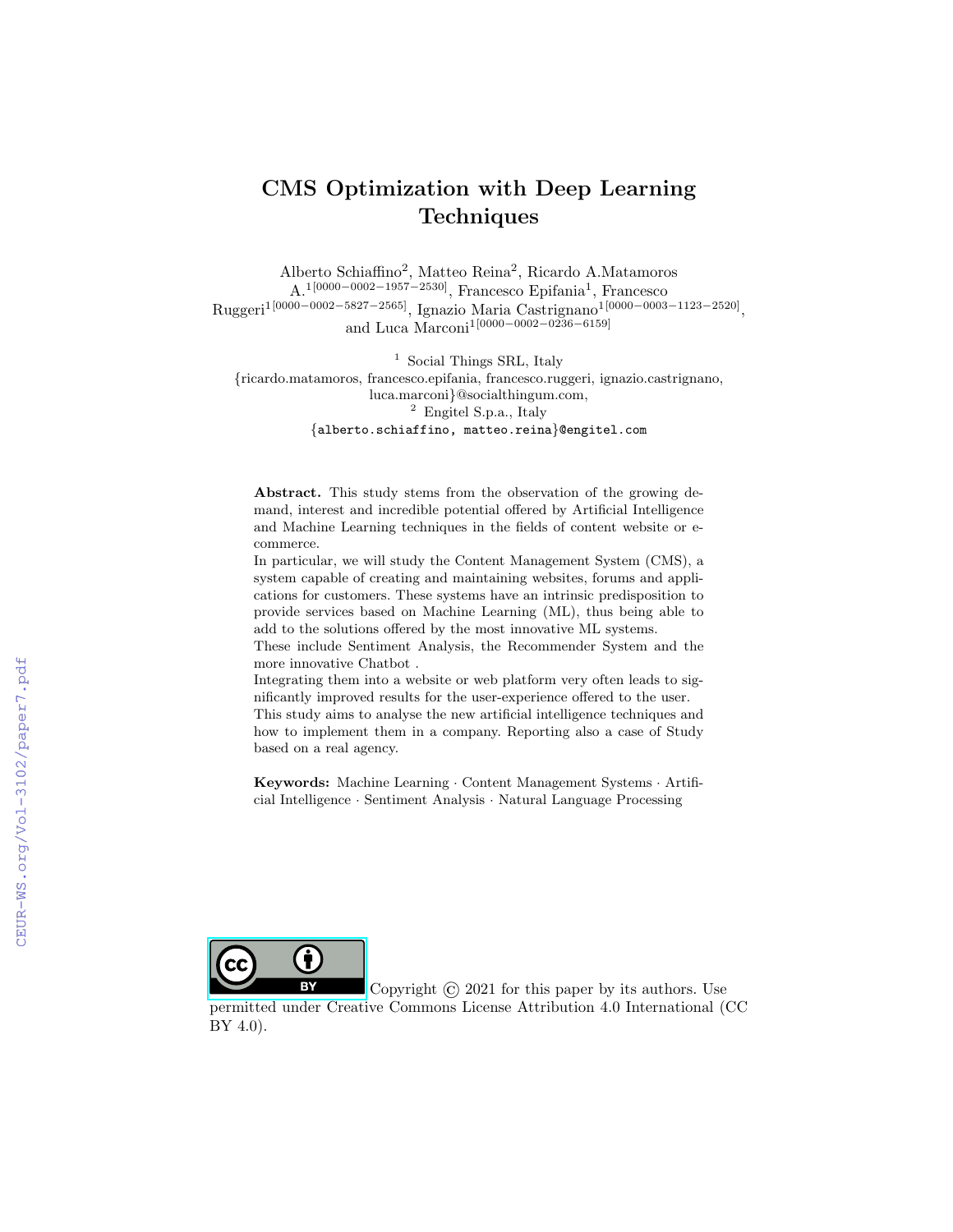# CMS Optimization with Deep Learning Techniques

Alberto Schiaffino[2], Matteo Reina[2], Ricardo A.Matamoros A.[1][0000−0002−1957−2530], Francesco Epifania[1], Francesco Ruggeri[1][0000−0002−5827−2565], Ignazio Maria Castrignano[1][0000−0003−1123−2520], and Luca Marconi[1][0000−0002−0236−6159]

[1] Social Things SRL, Italy
{ricardo.matamoros, francesco.epifania, francesco.ruggeri, ignazio.castrignano, luca.marconi}@socialthingum.com,
[2] Engitel S.p.a., Italy
{alberto.schiaffino, matteo.reina}@engitel.com

**Abstract.** This study stems from the observation of the growing demand, interest and incredible potential offered by Artificial Intelligence and Machine Learning techniques in the fields of content website or e-commerce.
In particular, we will study the Content Management System (CMS), a system capable of creating and maintaining websites, forums and applications for customers. These systems have an intrinsic predisposition to provide services based on Machine Learning (ML), thus being able to add to the solutions offered by the most innovative ML systems.
These include Sentiment Analysis, the Recommender System and the more innovative Chatbot .
Integrating them into a website or web platform very often leads to significantly improved results for the user-experience offered to the user.
This study aims to analyse the new artificial intelligence techniques and how to implement them in a company. Reporting also a case of Study based on a real agency.

**Keywords:** Machine Learning · Content Management Systems · Artificial Intelligence · Sentiment Analysis · Natural Language Processing

Copyright © 2021 for this paper by its authors. Use permitted under Creative Commons License Attribution 4.0 International (CC BY 4.0).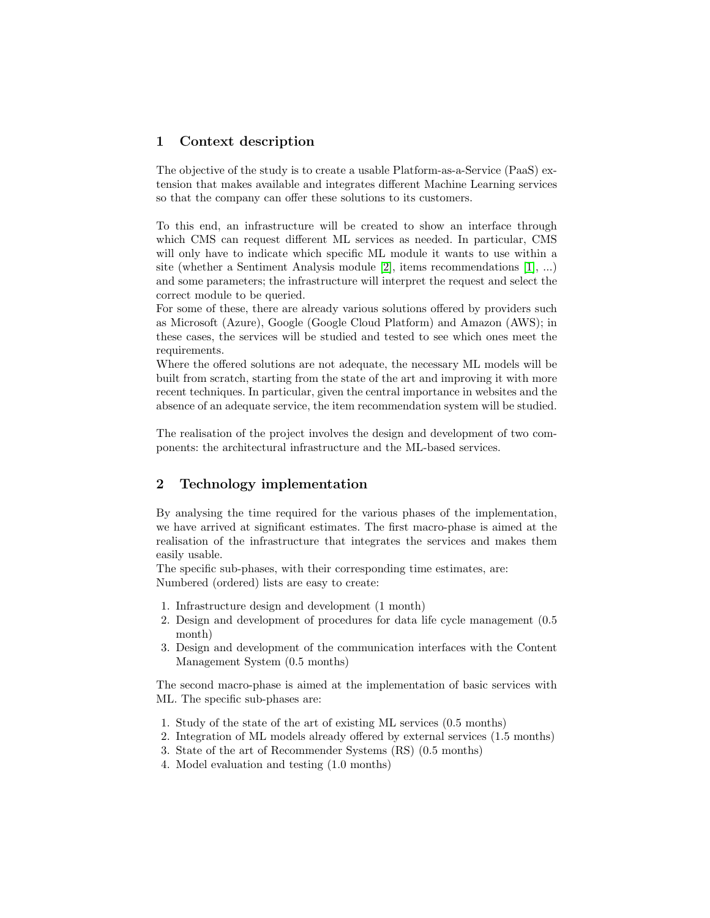## 1 Context description

The objective of the study is to create a usable Platform-as-a-Service (PaaS) extension that makes available and integrates different Machine Learning services so that the company can offer these solutions to its customers.

To this end, an infrastructure will be created to show an interface through which CMS can request different ML services as needed. In particular, CMS will only have to indicate which specific ML module it wants to use within a site (whether a Sentiment Analysis module [2], items recommendations [1], ...) and some parameters; the infrastructure will interpret the request and select the correct module to be queried.
For some of these, there are already various solutions offered by providers such as Microsoft (Azure), Google (Google Cloud Platform) and Amazon (AWS); in these cases, the services will be studied and tested to see which ones meet the requirements.
Where the offered solutions are not adequate, the necessary ML models will be built from scratch, starting from the state of the art and improving it with more recent techniques. In particular, given the central importance in websites and the absence of an adequate service, the item recommendation system will be studied.

The realisation of the project involves the design and development of two components: the architectural infrastructure and the ML-based services.

## 2 Technology implementation

By analysing the time required for the various phases of the implementation, we have arrived at significant estimates. The first macro-phase is aimed at the realisation of the infrastructure that integrates the services and makes them easily usable.
The specific sub-phases, with their corresponding time estimates, are:
Numbered (ordered) lists are easy to create:

1. Infrastructure design and development (1 month)
2. Design and development of procedures for data life cycle management (0.5 month)
3. Design and development of the communication interfaces with the Content Management System (0.5 months)

The second macro-phase is aimed at the implementation of basic services with ML. The specific sub-phases are:

1. Study of the state of the art of existing ML services (0.5 months)
2. Integration of ML models already offered by external services (1.5 months)
3. State of the art of Recommender Systems (RS) (0.5 months)
4. Model evaluation and testing (1.0 months)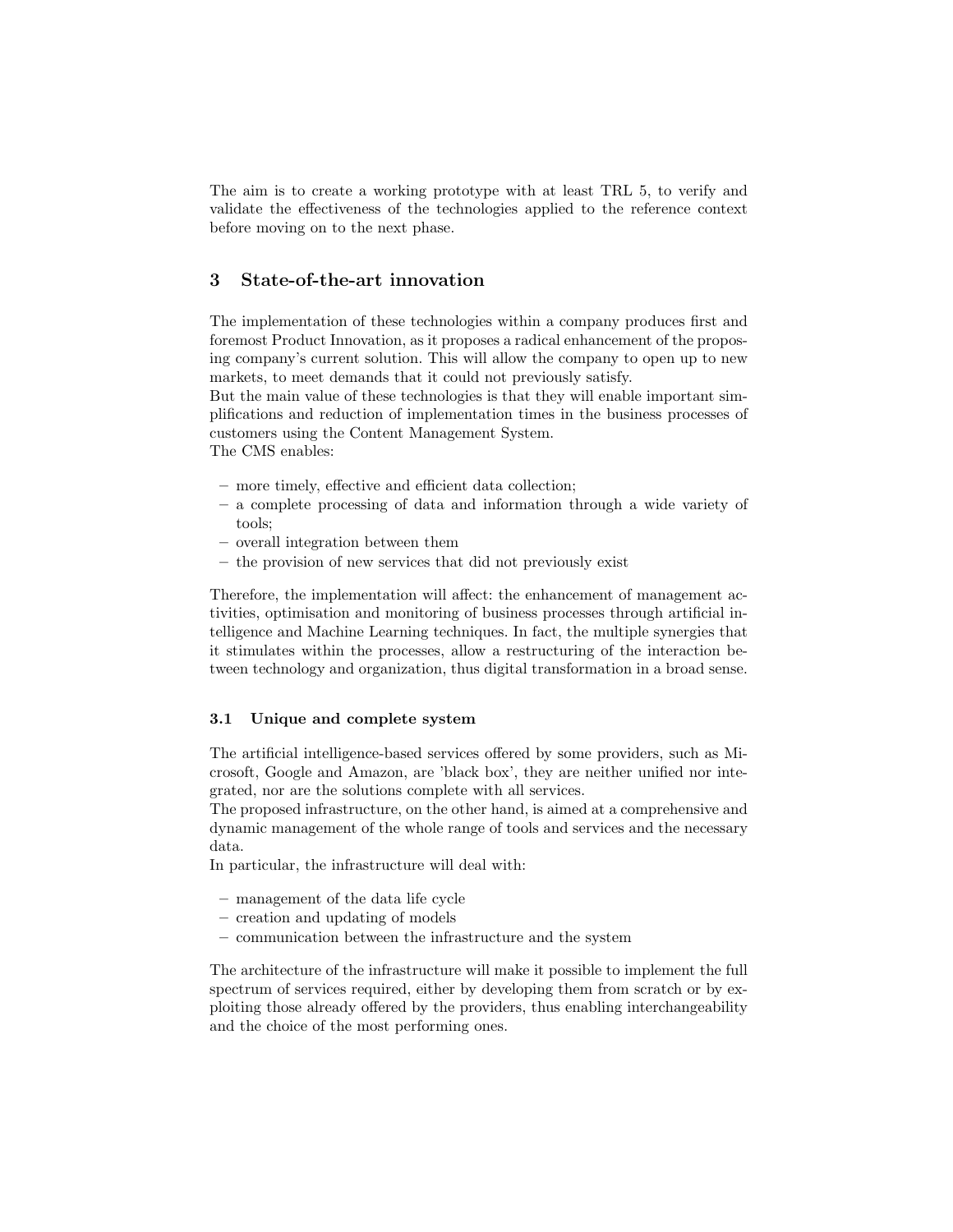The aim is to create a working prototype with at least TRL 5, to verify and validate the effectiveness of the technologies applied to the reference context before moving on to the next phase.

## 3 State-of-the-art innovation

The implementation of these technologies within a company produces first and foremost Product Innovation, as it proposes a radical enhancement of the proposing company's current solution. This will allow the company to open up to new markets, to meet demands that it could not previously satisfy.
But the main value of these technologies is that they will enable important simplifications and reduction of implementation times in the business processes of customers using the Content Management System.
The CMS enables:

- more timely, effective and efficient data collection;
- a complete processing of data and information through a wide variety of tools;
- overall integration between them
- the provision of new services that did not previously exist

Therefore, the implementation will affect: the enhancement of management activities, optimisation and monitoring of business processes through artificial intelligence and Machine Learning techniques. In fact, the multiple synergies that it stimulates within the processes, allow a restructuring of the interaction between technology and organization, thus digital transformation in a broad sense.

### 3.1 Unique and complete system

The artificial intelligence-based services offered by some providers, such as Microsoft, Google and Amazon, are 'black box', they are neither unified nor integrated, nor are the solutions complete with all services.
The proposed infrastructure, on the other hand, is aimed at a comprehensive and dynamic management of the whole range of tools and services and the necessary data.
In particular, the infrastructure will deal with:

- management of the data life cycle
- creation and updating of models
- communication between the infrastructure and the system

The architecture of the infrastructure will make it possible to implement the full spectrum of services required, either by developing them from scratch or by exploiting those already offered by the providers, thus enabling interchangeability and the choice of the most performing ones.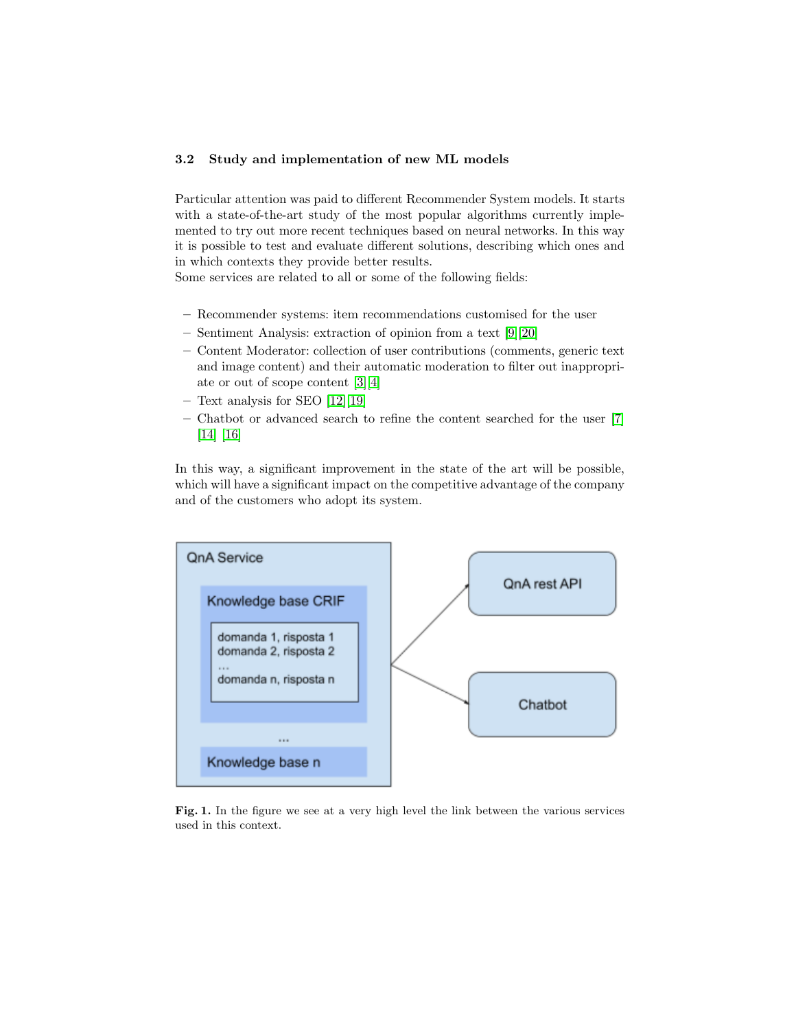### 3.2 Study and implementation of new ML models

Particular attention was paid to different Recommender System models. It starts with a state-of-the-art study of the most popular algorithms currently implemented to try out more recent techniques based on neural networks. In this way it is possible to test and evaluate different solutions, describing which ones and in which contexts they provide better results.
Some services are related to all or some of the following fields:

- Recommender systems: item recommendations customised for the user
- Sentiment Analysis: extraction of opinion from a text [9][20]
- Content Moderator: collection of user contributions (comments, generic text and image content) and their automatic moderation to filter out inappropriate or out of scope content [3][4]
- Text analysis for SEO [12][19]
- Chatbot or advanced search to refine the content searched for the user [7][14] [16]

In this way, a significant improvement in the state of the art will be possible, which will have a significant impact on the competitive advantage of the company and of the customers who adopt its system.

**Fig. 1.** In the figure we see at a very high level the link between the various services used in this context.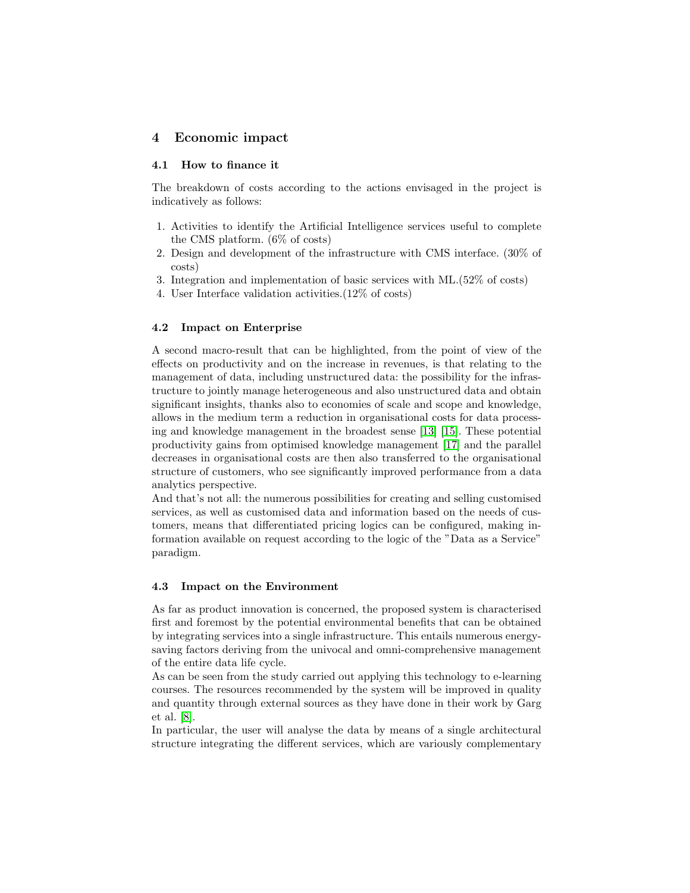## 4 Economic impact

### 4.1 How to finance it

The breakdown of costs according to the actions envisaged in the project is indicatively as follows:

1. Activities to identify the Artificial Intelligence services useful to complete the CMS platform. (6% of costs)
2. Design and development of the infrastructure with CMS interface. (30% of costs)
3. Integration and implementation of basic services with ML.(52% of costs)
4. User Interface validation activities.(12% of costs)

### 4.2 Impact on Enterprise

A second macro-result that can be highlighted, from the point of view of the effects on productivity and on the increase in revenues, is that relating to the management of data, including unstructured data: the possibility for the infrastructure to jointly manage heterogeneous and also unstructured data and obtain significant insights, thanks also to economies of scale and scope and knowledge, allows in the medium term a reduction in organisational costs for data processing and knowledge management in the broadest sense [13] [15]. These potential productivity gains from optimised knowledge management [17] and the parallel decreases in organisational costs are then also transferred to the organisational structure of customers, who see significantly improved performance from a data analytics perspective.
And that's not all: the numerous possibilities for creating and selling customised services, as well as customised data and information based on the needs of customers, means that differentiated pricing logics can be configured, making information available on request according to the logic of the "Data as a Service" paradigm.

### 4.3 Impact on the Environment

As far as product innovation is concerned, the proposed system is characterised first and foremost by the potential environmental benefits that can be obtained by integrating services into a single infrastructure. This entails numerous energy-saving factors deriving from the univocal and omni-comprehensive management of the entire data life cycle.
As can be seen from the study carried out applying this technology to e-learning courses. The resources recommended by the system will be improved in quality and quantity through external sources as they have done in their work by Garg et al. [8].
In particular, the user will analyse the data by means of a single architectural structure integrating the different services, which are variously complementary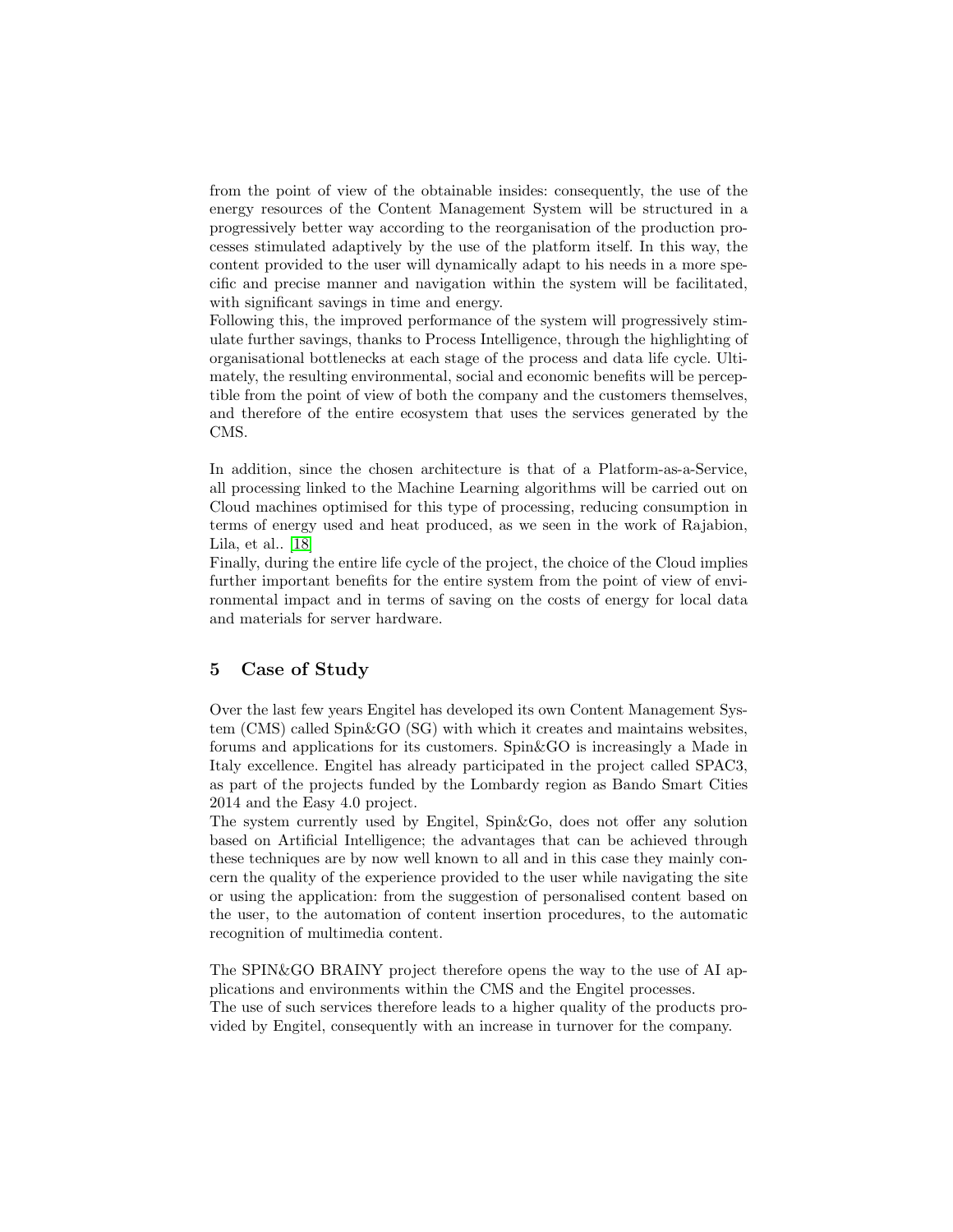from the point of view of the obtainable insides: consequently, the use of the energy resources of the Content Management System will be structured in a progressively better way according to the reorganisation of the production processes stimulated adaptively by the use of the platform itself. In this way, the content provided to the user will dynamically adapt to his needs in a more specific and precise manner and navigation within the system will be facilitated, with significant savings in time and energy.
Following this, the improved performance of the system will progressively stimulate further savings, thanks to Process Intelligence, through the highlighting of organisational bottlenecks at each stage of the process and data life cycle. Ultimately, the resulting environmental, social and economic benefits will be perceptible from the point of view of both the company and the customers themselves, and therefore of the entire ecosystem that uses the services generated by the CMS.

In addition, since the chosen architecture is that of a Platform-as-a-Service, all processing linked to the Machine Learning algorithms will be carried out on Cloud machines optimised for this type of processing, reducing consumption in terms of energy used and heat produced, as we seen in the work of Rajabion, Lila, et al.. [18]
Finally, during the entire life cycle of the project, the choice of the Cloud implies further important benefits for the entire system from the point of view of environmental impact and in terms of saving on the costs of energy for local data and materials for server hardware.

## 5 Case of Study

Over the last few years Engitel has developed its own Content Management System (CMS) called Spin&GO (SG) with which it creates and maintains websites, forums and applications for its customers. Spin&GO is increasingly a Made in Italy excellence. Engitel has already participated in the project called SPAC3, as part of the projects funded by the Lombardy region as Bando Smart Cities 2014 and the Easy 4.0 project.
The system currently used by Engitel, Spin&Go, does not offer any solution based on Artificial Intelligence; the advantages that can be achieved through these techniques are by now well known to all and in this case they mainly concern the quality of the experience provided to the user while navigating the site or using the application: from the suggestion of personalised content based on the user, to the automation of content insertion procedures, to the automatic recognition of multimedia content.

The SPIN&GO BRAINY project therefore opens the way to the use of AI applications and environments within the CMS and the Engitel processes.
The use of such services therefore leads to a higher quality of the products provided by Engitel, consequently with an increase in turnover for the company.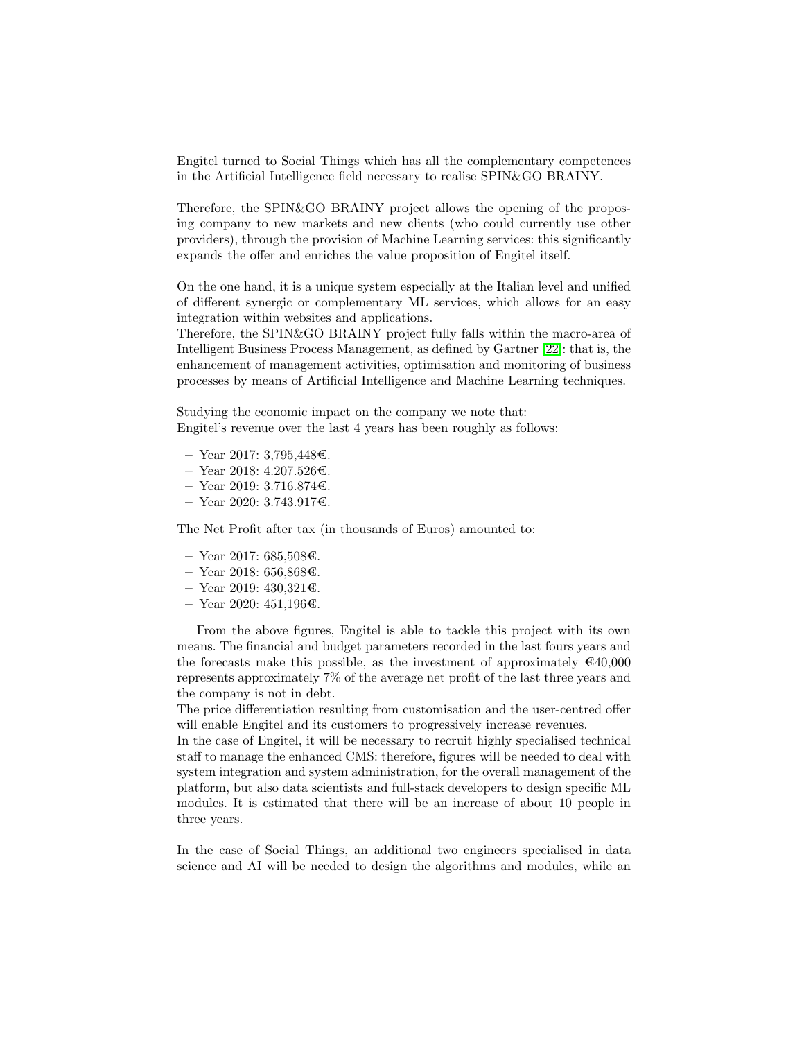Engitel turned to Social Things which has all the complementary competences in the Artificial Intelligence field necessary to realise SPIN&GO BRAINY.

Therefore, the SPIN&GO BRAINY project allows the opening of the proposing company to new markets and new clients (who could currently use other providers), through the provision of Machine Learning services: this significantly expands the offer and enriches the value proposition of Engitel itself.

On the one hand, it is a unique system especially at the Italian level and unified of different synergic or complementary ML services, which allows for an easy integration within websites and applications.
Therefore, the SPIN&GO BRAINY project fully falls within the macro-area of Intelligent Business Process Management, as defined by Gartner [22]: that is, the enhancement of management activities, optimisation and monitoring of business processes by means of Artificial Intelligence and Machine Learning techniques.

Studying the economic impact on the company we note that:
Engitel's revenue over the last 4 years has been roughly as follows:

- Year 2017: 3,795,448€.
- Year 2018: 4.207.526€.
- Year 2019: 3.716.874€.
- Year 2020: 3.743.917€.

The Net Profit after tax (in thousands of Euros) amounted to:

- Year 2017: 685,508€.
- Year 2018: 656,868€.
- Year 2019: 430,321€.
- Year 2020: 451,196€.

From the above figures, Engitel is able to tackle this project with its own means. The financial and budget parameters recorded in the last fours years and the forecasts make this possible, as the investment of approximately €40,000 represents approximately 7% of the average net profit of the last three years and the company is not in debt.
The price differentiation resulting from customisation and the user-centred offer will enable Engitel and its customers to progressively increase revenues.
In the case of Engitel, it will be necessary to recruit highly specialised technical staff to manage the enhanced CMS: therefore, figures will be needed to deal with system integration and system administration, for the overall management of the platform, but also data scientists and full-stack developers to design specific ML modules. It is estimated that there will be an increase of about 10 people in three years.

In the case of Social Things, an additional two engineers specialised in data science and AI will be needed to design the algorithms and modules, while an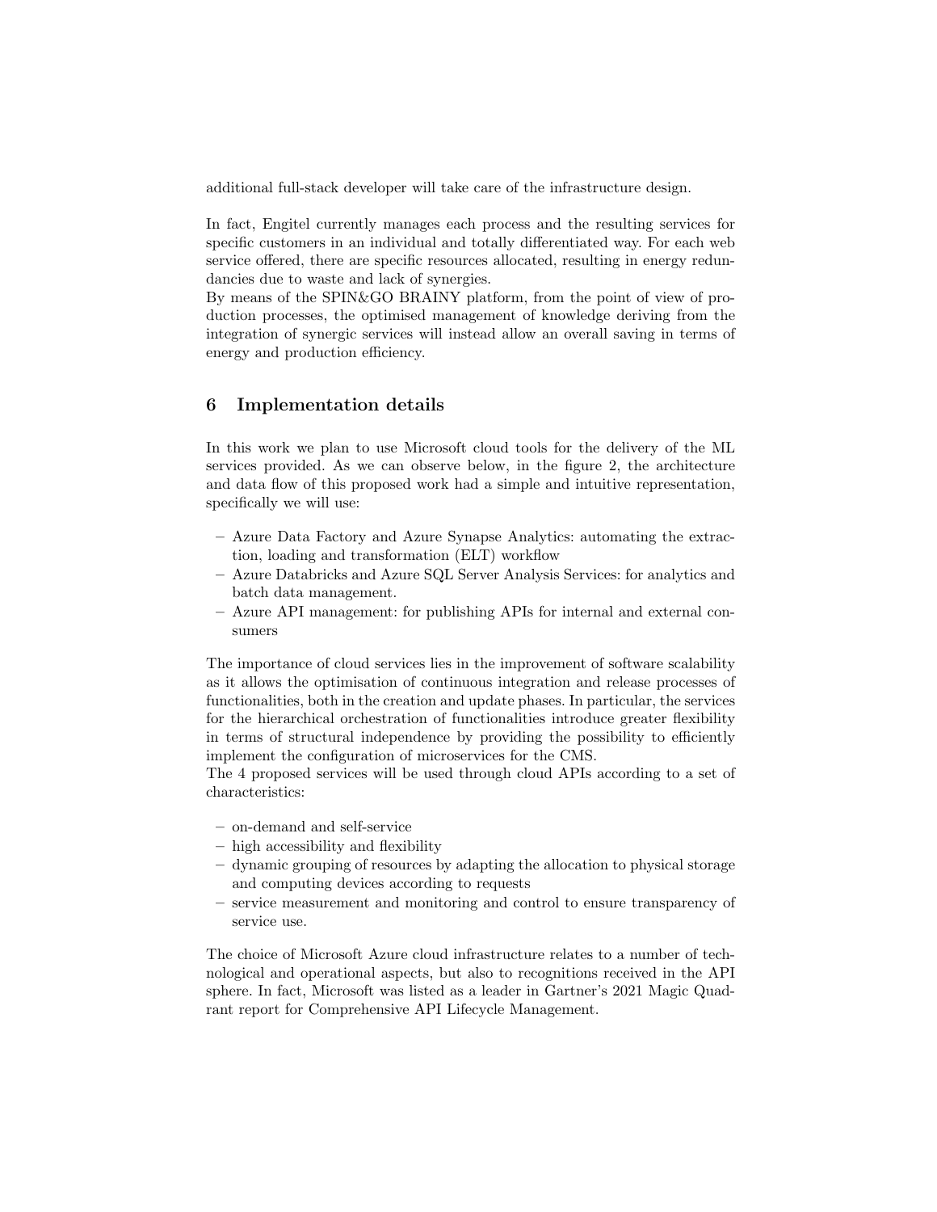additional full-stack developer will take care of the infrastructure design.

In fact, Engitel currently manages each process and the resulting services for specific customers in an individual and totally differentiated way. For each web service offered, there are specific resources allocated, resulting in energy redundancies due to waste and lack of synergies.
By means of the SPIN&GO BRAINY platform, from the point of view of production processes, the optimised management of knowledge deriving from the integration of synergic services will instead allow an overall saving in terms of energy and production efficiency.

## 6 Implementation details

In this work we plan to use Microsoft cloud tools for the delivery of the ML services provided. As we can observe below, in the figure 2, the architecture and data flow of this proposed work had a simple and intuitive representation, specifically we will use:

- Azure Data Factory and Azure Synapse Analytics: automating the extraction, loading and transformation (ELT) workflow
- Azure Databricks and Azure SQL Server Analysis Services: for analytics and batch data management.
- Azure API management: for publishing APIs for internal and external consumers

The importance of cloud services lies in the improvement of software scalability as it allows the optimisation of continuous integration and release processes of functionalities, both in the creation and update phases. In particular, the services for the hierarchical orchestration of functionalities introduce greater flexibility in terms of structural independence by providing the possibility to efficiently implement the configuration of microservices for the CMS.
The 4 proposed services will be used through cloud APIs according to a set of characteristics:

- on-demand and self-service
- high accessibility and flexibility
- dynamic grouping of resources by adapting the allocation to physical storage and computing devices according to requests
- service measurement and monitoring and control to ensure transparency of service use.

The choice of Microsoft Azure cloud infrastructure relates to a number of technological and operational aspects, but also to recognitions received in the API sphere. In fact, Microsoft was listed as a leader in Gartner's 2021 Magic Quadrant report for Comprehensive API Lifecycle Management.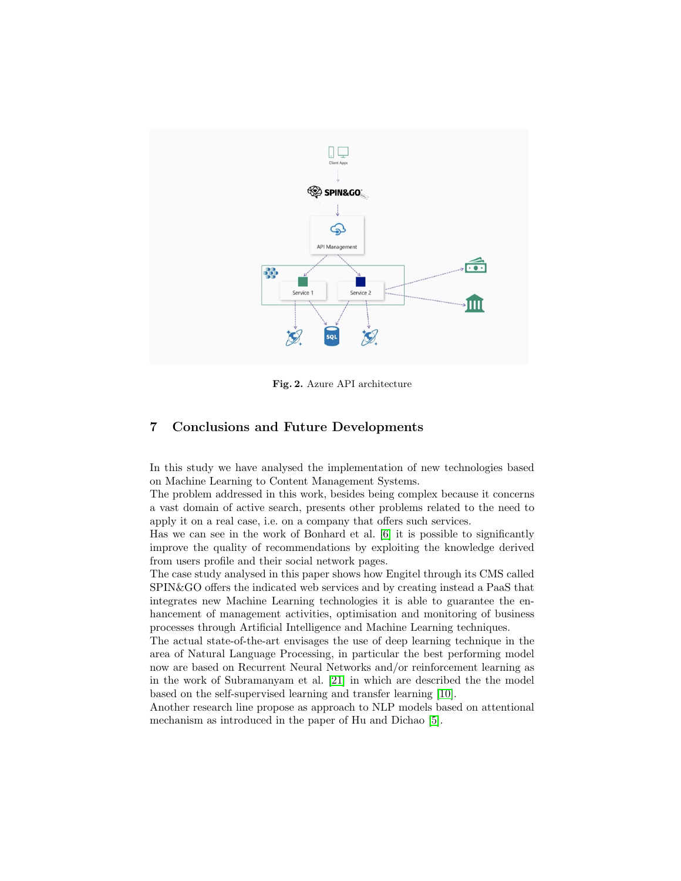Fig. 2. Azure API architecture

## 7 Conclusions and Future Developments

In this study we have analysed the implementation of new technologies based on Machine Learning to Content Management Systems.
The problem addressed in this work, besides being complex because it concerns a vast domain of active search, presents other problems related to the need to apply it on a real case, i.e. on a company that offers such services.
Has we can see in the work of Bonhard et al. [6] it is possible to significantly improve the quality of recommendations by exploiting the knowledge derived from users profile and their social network pages.
The case study analysed in this paper shows how Engitel through its CMS called SPIN&GO offers the indicated web services and by creating instead a PaaS that integrates new Machine Learning technologies it is able to guarantee the enhancement of management activities, optimisation and monitoring of business processes through Artificial Intelligence and Machine Learning techniques.
The actual state-of-the-art envisages the use of deep learning technique in the area of Natural Language Processing, in particular the best performing model now are based on Recurrent Neural Networks and/or reinforcement learning as in the work of Subramanyam et al. [21] in which are described the the model based on the self-supervised learning and transfer learning [10].
Another research line propose as approach to NLP models based on attentional mechanism as introduced in the paper of Hu and Dichao [5].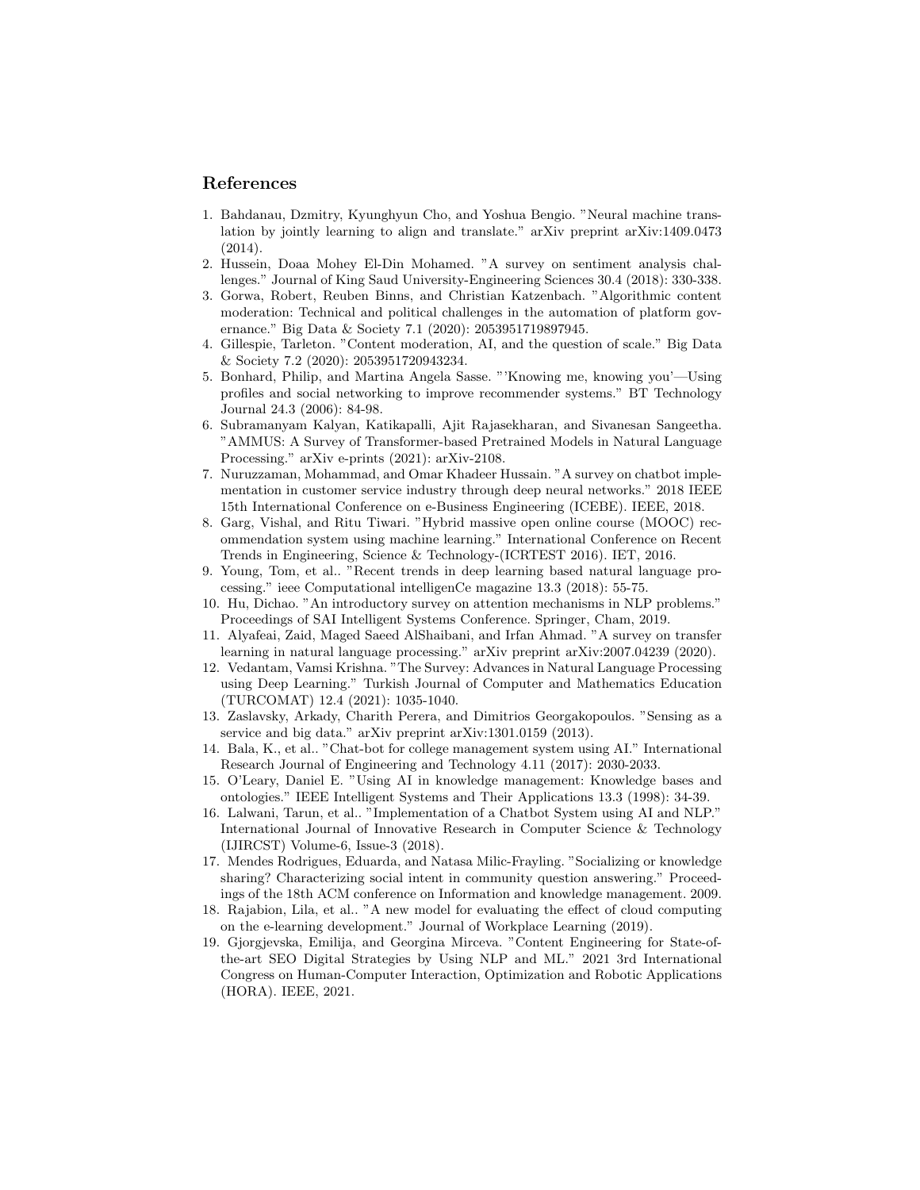## References

1. Bahdanau, Dzmitry, Kyunghyun Cho, and Yoshua Bengio. "Neural machine translation by jointly learning to align and translate." arXiv preprint arXiv:1409.0473 (2014).
2. Hussein, Doaa Mohey El-Din Mohamed. "A survey on sentiment analysis challenges." Journal of King Saud University-Engineering Sciences 30.4 (2018): 330-338.
3. Gorwa, Robert, Reuben Binns, and Christian Katzenbach. "Algorithmic content moderation: Technical and political challenges in the automation of platform governance." Big Data & Society 7.1 (2020): 2053951719897945.
4. Gillespie, Tarleton. "Content moderation, AI, and the question of scale." Big Data & Society 7.2 (2020): 2053951720943234.
5. Bonhard, Philip, and Martina Angela Sasse. "'Knowing me, knowing you'—Using profiles and social networking to improve recommender systems." BT Technology Journal 24.3 (2006): 84-98.
6. Subramanyam Kalyan, Katikapalli, Ajit Rajasekharan, and Sivanesan Sangeetha. "AMMUS: A Survey of Transformer-based Pretrained Models in Natural Language Processing." arXiv e-prints (2021): arXiv-2108.
7. Nuruzzaman, Mohammad, and Omar Khadeer Hussain. "A survey on chatbot implementation in customer service industry through deep neural networks." 2018 IEEE 15th International Conference on e-Business Engineering (ICEBE). IEEE, 2018.
8. Garg, Vishal, and Ritu Tiwari. "Hybrid massive open online course (MOOC) recommendation system using machine learning." International Conference on Recent Trends in Engineering, Science & Technology-(ICRTEST 2016). IET, 2016.
9. Young, Tom, et al.. "Recent trends in deep learning based natural language processing." ieee Computational intelligenCe magazine 13.3 (2018): 55-75.
10. Hu, Dichao. "An introductory survey on attention mechanisms in NLP problems." Proceedings of SAI Intelligent Systems Conference. Springer, Cham, 2019.
11. Alyafeai, Zaid, Maged Saeed AlShaibani, and Irfan Ahmad. "A survey on transfer learning in natural language processing." arXiv preprint arXiv:2007.04239 (2020).
12. Vedantam, Vamsi Krishna. "The Survey: Advances in Natural Language Processing using Deep Learning." Turkish Journal of Computer and Mathematics Education (TURCOMAT) 12.4 (2021): 1035-1040.
13. Zaslavsky, Arkady, Charith Perera, and Dimitrios Georgakopoulos. "Sensing as a service and big data." arXiv preprint arXiv:1301.0159 (2013).
14. Bala, K., et al.. "Chat-bot for college management system using AI." International Research Journal of Engineering and Technology 4.11 (2017): 2030-2033.
15. O'Leary, Daniel E. "Using AI in knowledge management: Knowledge bases and ontologies." IEEE Intelligent Systems and Their Applications 13.3 (1998): 34-39.
16. Lalwani, Tarun, et al.. "Implementation of a Chatbot System using AI and NLP." International Journal of Innovative Research in Computer Science & Technology (IJIRCST) Volume-6, Issue-3 (2018).
17. Mendes Rodrigues, Eduarda, and Natasa Milic-Frayling. "Socializing or knowledge sharing? Characterizing social intent in community question answering." Proceedings of the 18th ACM conference on Information and knowledge management. 2009.
18. Rajabion, Lila, et al.. "A new model for evaluating the effect of cloud computing on the e-learning development." Journal of Workplace Learning (2019).
19. Gjorgjevska, Emilija, and Georgina Mirceva. "Content Engineering for State-of-the-art SEO Digital Strategies by Using NLP and ML." 2021 3rd International Congress on Human-Computer Interaction, Optimization and Robotic Applications (HORA). IEEE, 2021.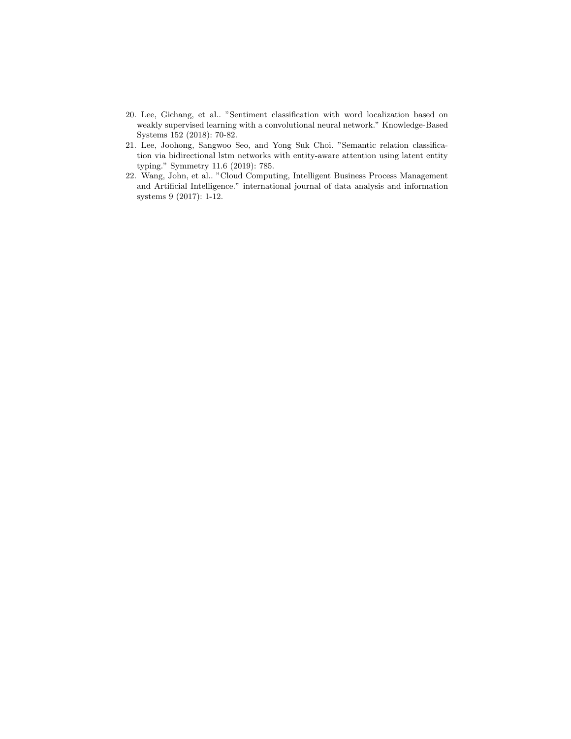20. Lee, Gichang, et al.. "Sentiment classification with word localization based on weakly supervised learning with a convolutional neural network." Knowledge-Based Systems 152 (2018): 70-82.
21. Lee, Joohong, Sangwoo Seo, and Yong Suk Choi. "Semantic relation classification via bidirectional lstm networks with entity-aware attention using latent entity typing." Symmetry 11.6 (2019): 785.
22. Wang, John, et al.. "Cloud Computing, Intelligent Business Process Management and Artificial Intelligence." international journal of data analysis and information systems 9 (2017): 1-12.